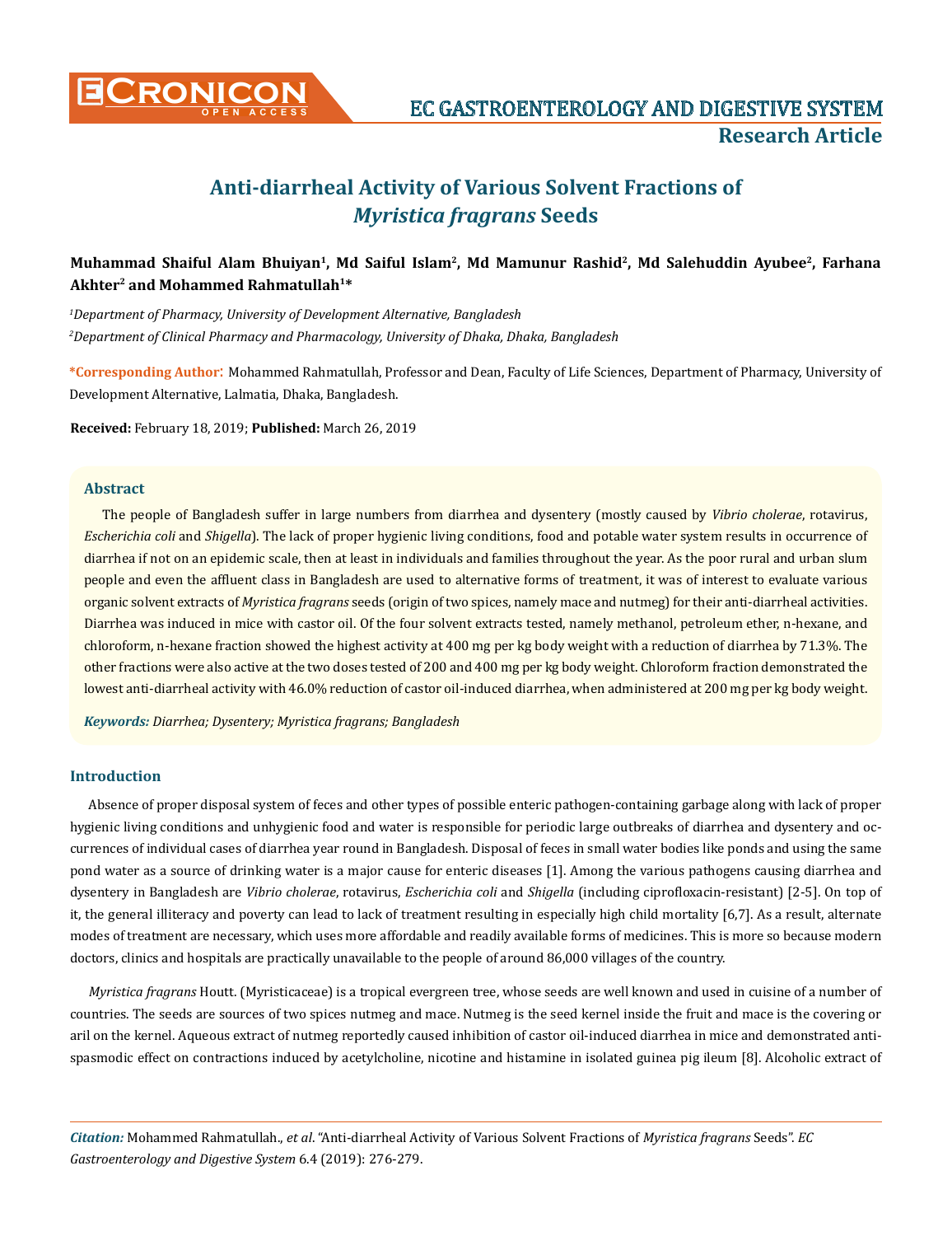# Anti-diarrheal Activity of Various Solvent Fractions of *Myristica fragrans* Seeds

**Muhammad Shaiful Alam Bhuiyan[1], Md Saiful Islam[2], Md Mamunur Rashid[2], Md Salehuddin Ayubee[2], Farhana Akhter[2] and Mohammed Rahmatullah[1]***

*[1]Department of Pharmacy, University of Development Alternative, Bangladesh*

*[2]Department of Clinical Pharmacy and Pharmacology, University of Dhaka, Dhaka, Bangladesh*

**\*Corresponding Author:** Mohammed Rahmatullah, Professor and Dean, Faculty of Life Sciences, Department of Pharmacy, University of Development Alternative, Lalmatia, Dhaka, Bangladesh.

**Received:** February 18, 2019; **Published:** March 26, 2019

## Abstract

The people of Bangladesh suffer in large numbers from diarrhea and dysentery (mostly caused by *Vibrio cholerae*, rotavirus, *Escherichia coli* and *Shigella*). The lack of proper hygienic living conditions, food and potable water system results in occurrence of diarrhea if not on an epidemic scale, then at least in individuals and families throughout the year. As the poor rural and urban slum people and even the affluent class in Bangladesh are used to alternative forms of treatment, it was of interest to evaluate various organic solvent extracts of *Myristica fragrans* seeds (origin of two spices, namely mace and nutmeg) for their anti-diarrheal activities. Diarrhea was induced in mice with castor oil. Of the four solvent extracts tested, namely methanol, petroleum ether, n-hexane, and chloroform, n-hexane fraction showed the highest activity at 400 mg per kg body weight with a reduction of diarrhea by 71.3%. The other fractions were also active at the two doses tested of 200 and 400 mg per kg body weight. Chloroform fraction demonstrated the lowest anti-diarrheal activity with 46.0% reduction of castor oil-induced diarrhea, when administered at 200 mg per kg body weight.

***Keywords:*** *Diarrhea; Dysentery; Myristica fragrans; Bangladesh*

## Introduction

Absence of proper disposal system of feces and other types of possible enteric pathogen-containing garbage along with lack of proper hygienic living conditions and unhygienic food and water is responsible for periodic large outbreaks of diarrhea and dysentery and occurrences of individual cases of diarrhea year round in Bangladesh. Disposal of feces in small water bodies like ponds and using the same pond water as a source of drinking water is a major cause for enteric diseases [1]. Among the various pathogens causing diarrhea and dysentery in Bangladesh are *Vibrio cholerae*, rotavirus, *Escherichia coli* and *Shigella* (including ciprofloxacin-resistant) [2-5]. On top of it, the general illiteracy and poverty can lead to lack of treatment resulting in especially high child mortality [6,7]. As a result, alternate modes of treatment are necessary, which uses more affordable and readily available forms of medicines. This is more so because modern doctors, clinics and hospitals are practically unavailable to the people of around 86,000 villages of the country.

*Myristica fragrans* Houtt. (Myristicaceae) is a tropical evergreen tree, whose seeds are well known and used in cuisine of a number of countries. The seeds are sources of two spices nutmeg and mace. Nutmeg is the seed kernel inside the fruit and mace is the covering or aril on the kernel. Aqueous extract of nutmeg reportedly caused inhibition of castor oil-induced diarrhea in mice and demonstrated antispasmodic effect on contractions induced by acetylcholine, nicotine and histamine in isolated guinea pig ileum [8]. Alcoholic extract of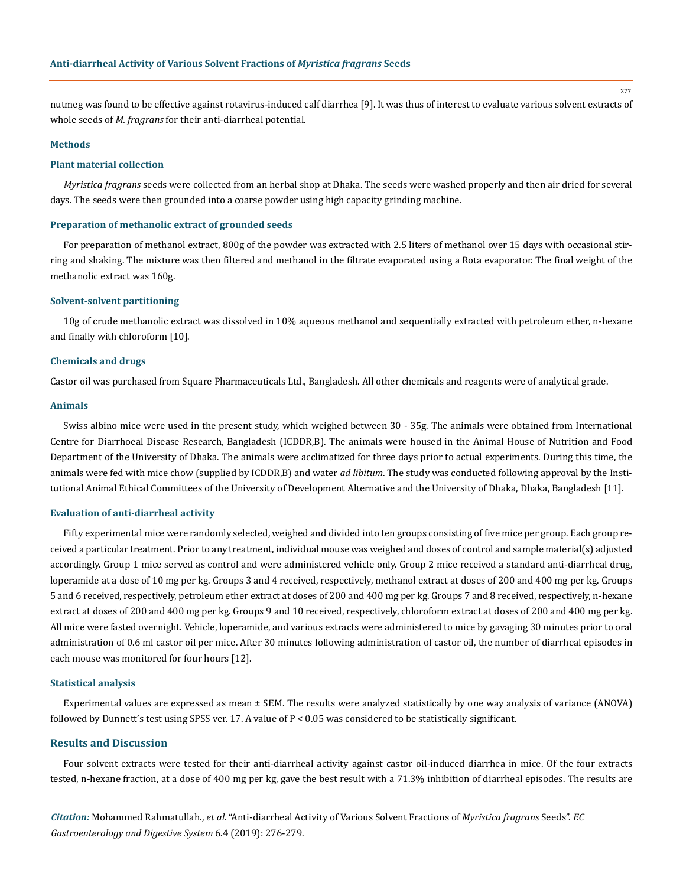nutmeg was found to be effective against rotavirus-induced calf diarrhea [9]. It was thus of interest to evaluate various solvent extracts of whole seeds of *M. fragrans* for their anti-diarrheal potential.

## Methods

### Plant material collection

*Myristica fragrans* seeds were collected from an herbal shop at Dhaka. The seeds were washed properly and then air dried for several days. The seeds were then grounded into a coarse powder using high capacity grinding machine.

### Preparation of methanolic extract of grounded seeds

For preparation of methanol extract, 800g of the powder was extracted with 2.5 liters of methanol over 15 days with occasional stirring and shaking. The mixture was then filtered and methanol in the filtrate evaporated using a Rota evaporator. The final weight of the methanolic extract was 160g.

### Solvent-solvent partitioning

10g of crude methanolic extract was dissolved in 10% aqueous methanol and sequentially extracted with petroleum ether, n-hexane and finally with chloroform [10].

### Chemicals and drugs

Castor oil was purchased from Square Pharmaceuticals Ltd., Bangladesh. All other chemicals and reagents were of analytical grade.

### Animals

Swiss albino mice were used in the present study, which weighed between 30 - 35g. The animals were obtained from International Centre for Diarrhoeal Disease Research, Bangladesh (ICDDR,B). The animals were housed in the Animal House of Nutrition and Food Department of the University of Dhaka. The animals were acclimatized for three days prior to actual experiments. During this time, the animals were fed with mice chow (supplied by ICDDR,B) and water *ad libitum*. The study was conducted following approval by the Institutional Animal Ethical Committees of the University of Development Alternative and the University of Dhaka, Dhaka, Bangladesh [11].

### Evaluation of anti-diarrheal activity

Fifty experimental mice were randomly selected, weighed and divided into ten groups consisting of five mice per group. Each group received a particular treatment. Prior to any treatment, individual mouse was weighed and doses of control and sample material(s) adjusted accordingly. Group 1 mice served as control and were administered vehicle only. Group 2 mice received a standard anti-diarrheal drug, loperamide at a dose of 10 mg per kg. Groups 3 and 4 received, respectively, methanol extract at doses of 200 and 400 mg per kg. Groups 5 and 6 received, respectively, petroleum ether extract at doses of 200 and 400 mg per kg. Groups 7 and 8 received, respectively, n-hexane extract at doses of 200 and 400 mg per kg. Groups 9 and 10 received, respectively, chloroform extract at doses of 200 and 400 mg per kg. All mice were fasted overnight. Vehicle, loperamide, and various extracts were administered to mice by gavaging 30 minutes prior to oral administration of 0.6 ml castor oil per mice. After 30 minutes following administration of castor oil, the number of diarrheal episodes in each mouse was monitored for four hours [12].

### Statistical analysis

Experimental values are expressed as mean ± SEM. The results were analyzed statistically by one way analysis of variance (ANOVA) followed by Dunnett's test using SPSS ver. 17. A value of $P < 0.05$ was considered to be statistically significant.

## Results and Discussion

Four solvent extracts were tested for their anti-diarrheal activity against castor oil-induced diarrhea in mice. Of the four extracts tested, n-hexane fraction, at a dose of 400 mg per kg, gave the best result with a 71.3% inhibition of diarrheal episodes. The results are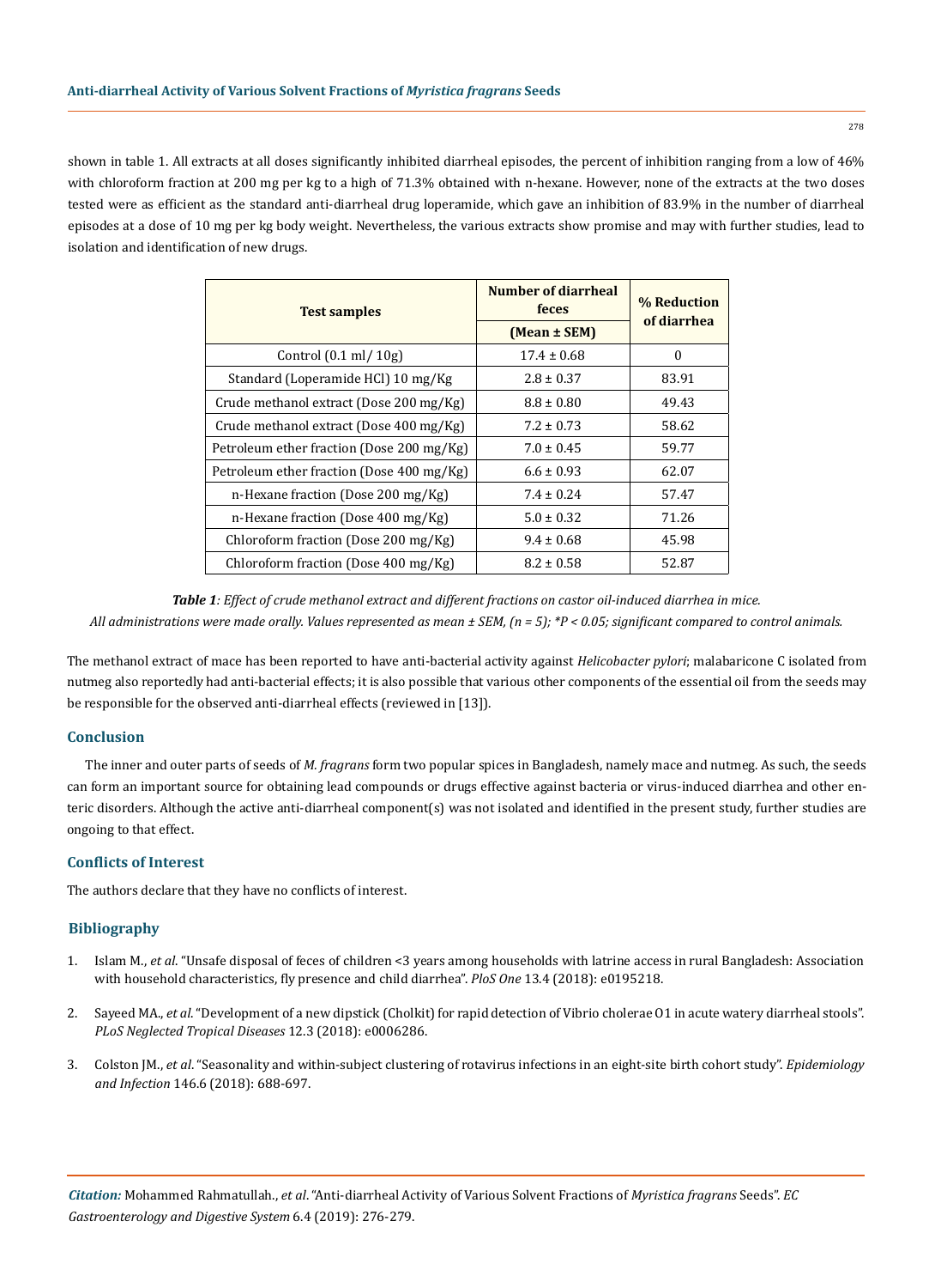shown in table 1. All extracts at all doses significantly inhibited diarrheal episodes, the percent of inhibition ranging from a low of 46% with chloroform fraction at 200 mg per kg to a high of 71.3% obtained with n-hexane. However, none of the extracts at the two doses tested were as efficient as the standard anti-diarrheal drug loperamide, which gave an inhibition of 83.9% in the number of diarrheal episodes at a dose of 10 mg per kg body weight. Nevertheless, the various extracts show promise and may with further studies, lead to isolation and identification of new drugs.

| Test samples | Number of diarrheal feces (Mean ± SEM) | % Reduction of diarrhea |
|---|---|---|
| Control (0.1 ml/ 10g) | 17.4 ± 0.68 | 0 |
| Standard (Loperamide HCl) 10 mg/Kg | 2.8 ± 0.37 | 83.91 |
| Crude methanol extract (Dose 200 mg/Kg) | 8.8 ± 0.80 | 49.43 |
| Crude methanol extract (Dose 400 mg/Kg) | 7.2 ± 0.73 | 58.62 |
| Petroleum ether fraction (Dose 200 mg/Kg) | 7.0 ± 0.45 | 59.77 |
| Petroleum ether fraction (Dose 400 mg/Kg) | 6.6 ± 0.93 | 62.07 |
| n-Hexane fraction (Dose 200 mg/Kg) | 7.4 ± 0.24 | 57.47 |
| n-Hexane fraction (Dose 400 mg/Kg) | 5.0 ± 0.32 | 71.26 |
| Chloroform fraction (Dose 200 mg/Kg) | 9.4 ± 0.68 | 45.98 |
| Chloroform fraction (Dose 400 mg/Kg) | 8.2 ± 0.58 | 52.87 |

***Table 1**: Effect of crude methanol extract and different fractions on castor oil-induced diarrhea in mice.*
*All administrations were made orally. Values represented as mean ± SEM, (n = 5); *P < 0.05; significant compared to control animals.*

The methanol extract of mace has been reported to have anti-bacterial activity against *Helicobacter pylori*; malabaricone C isolated from nutmeg also reportedly had anti-bacterial effects; it is also possible that various other components of the essential oil from the seeds may be responsible for the observed anti-diarrheal effects (reviewed in [13]).

## Conclusion

The inner and outer parts of seeds of *M. fragrans* form two popular spices in Bangladesh, namely mace and nutmeg. As such, the seeds can form an important source for obtaining lead compounds or drugs effective against bacteria or virus-induced diarrhea and other enteric disorders. Although the active anti-diarrheal component(s) was not isolated and identified in the present study, further studies are ongoing to that effect.

## Conflicts of Interest

The authors declare that they have no conflicts of interest.

## Bibliography

1. Islam M., *et al*. "Unsafe disposal of feces of children <3 years among households with latrine access in rural Bangladesh: Association with household characteristics, fly presence and child diarrhea". *PloS One* 13.4 (2018): e0195218.
2. Sayeed MA., *et al*. "Development of a new dipstick (Cholkit) for rapid detection of Vibrio cholerae O1 in acute watery diarrheal stools". *PLoS Neglected Tropical Diseases* 12.3 (2018): e0006286.
3. Colston JM., *et al*. "Seasonality and within-subject clustering of rotavirus infections in an eight-site birth cohort study". *Epidemiology and Infection* 146.6 (2018): 688-697.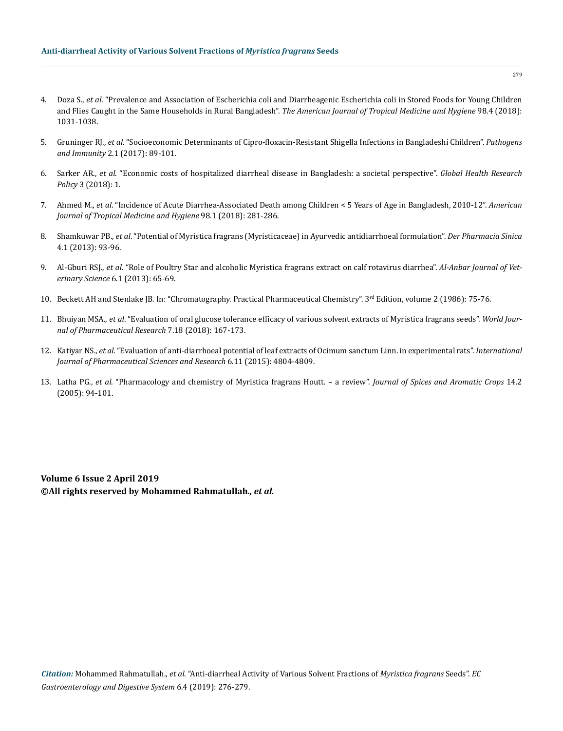4. Doza S., *et al*. "Prevalence and Association of Escherichia coli and Diarrheagenic Escherichia coli in Stored Foods for Young Children and Flies Caught in the Same Households in Rural Bangladesh". *The American Journal of Tropical Medicine and Hygiene* 98.4 (2018): 1031-1038.

5. Gruninger RJ., *et al*. "Socioeconomic Determinants of Cipro-floxacin-Resistant Shigella Infections in Bangladeshi Children". *Pathogens and Immunity* 2.1 (2017): 89-101.

6. Sarker AR., *et al*. "Economic costs of hospitalized diarrheal disease in Bangladesh: a societal perspective". *Global Health Research Policy* 3 (2018): 1.

7. Ahmed M., *et al*. "Incidence of Acute Diarrhea-Associated Death among Children < 5 Years of Age in Bangladesh, 2010-12". *American Journal of Tropical Medicine and Hygiene* 98.1 (2018): 281-286.

8. Shamkuwar PB., *et al*. "Potential of Myristica fragrans (Myristicaceae) in Ayurvedic antidiarrhoeal formulation". *Der Pharmacia Sinica* 4.1 (2013): 93-96.

9. Al-Gburi RSJ., *et al*. "Role of Poultry Star and alcoholic Myristica fragrans extract on calf rotavirus diarrhea". *Al-Anbar Journal of Veterinary Science* 6.1 (2013): 65-69.

10. Beckett AH and Stenlake JB. In: "Chromatography. Practical Pharmaceutical Chemistry". 3rd Edition, volume 2 (1986): 75-76.

11. Bhuiyan MSA., *et al*. "Evaluation of oral glucose tolerance efficacy of various solvent extracts of Myristica fragrans seeds". *World Journal of Pharmaceutical Research* 7.18 (2018): 167-173.

12. Katiyar NS., *et al*. "Evaluation of anti-diarrhoeal potential of leaf extracts of Ocimum sanctum Linn. in experimental rats". *International Journal of Pharmaceutical Sciences and Research* 6.11 (2015): 4804-4809.

13. Latha PG., *et al*. "Pharmacology and chemistry of Myristica fragrans Houtt. – a review". *Journal of Spices and Aromatic Crops* 14.2 (2005): 94-101.

**Volume 6 Issue 2 April 2019**
**©All rights reserved by Mohammed Rahmatullah., *et al.***